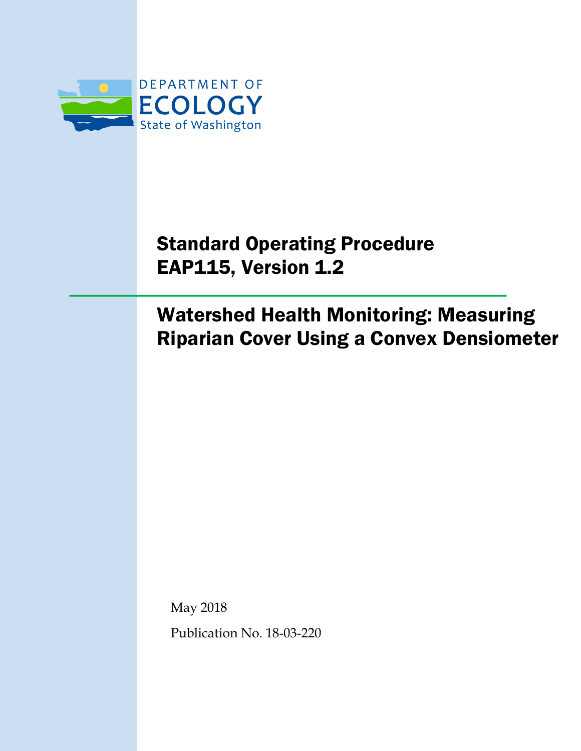DEPARTMENT OF
ECOLOGY
State of Washington

# Standard Operating Procedure
# EAP115, Version 1.2

## Watershed Health Monitoring: Measuring Riparian Cover Using a Convex Densiometer

May 2018

Publication No. 18-03-220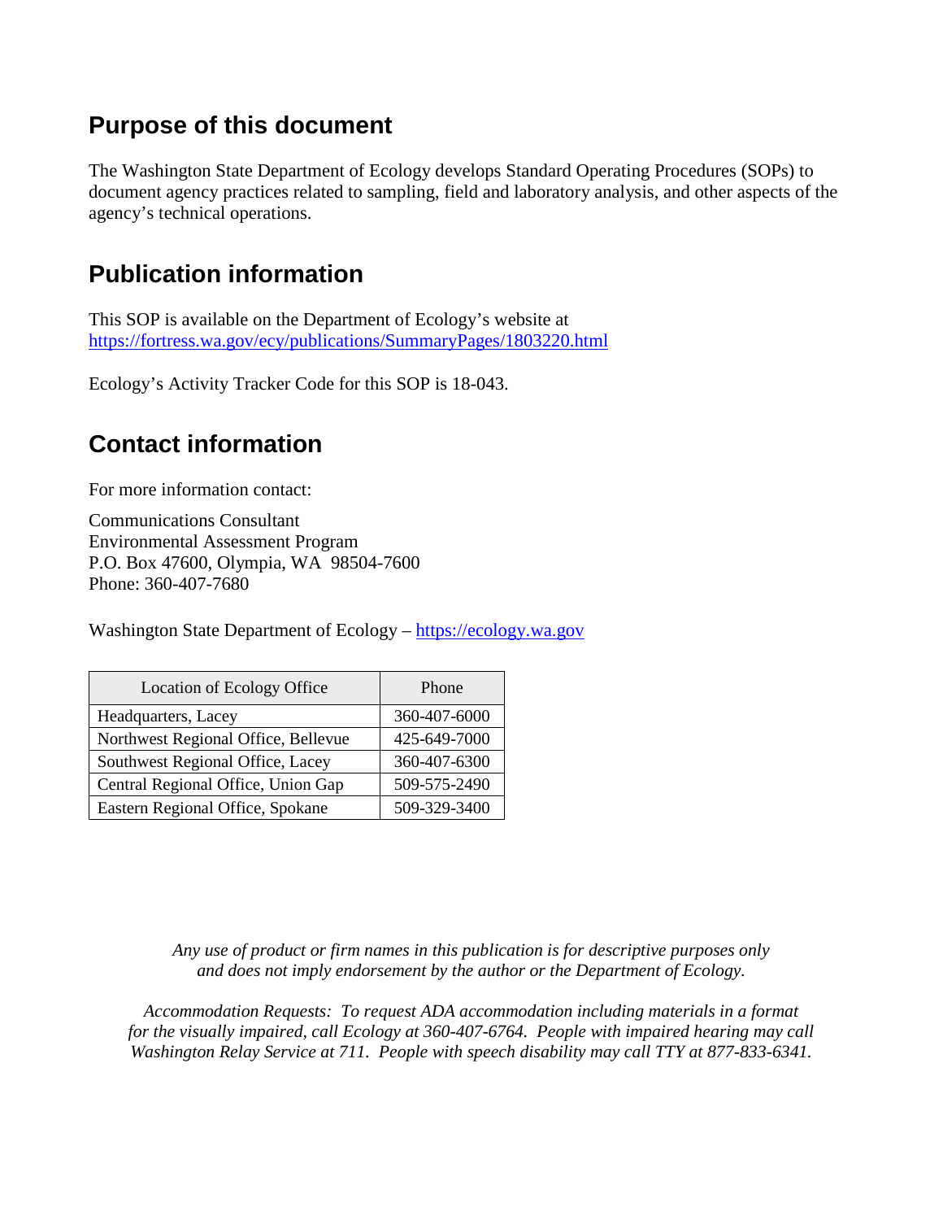## Purpose of this document

The Washington State Department of Ecology develops Standard Operating Procedures (SOPs) to document agency practices related to sampling, field and laboratory analysis, and other aspects of the agency's technical operations.

## Publication information

This SOP is available on the Department of Ecology's website at
https://fortress.wa.gov/ecy/publications/SummaryPages/1803220.html

Ecology's Activity Tracker Code for this SOP is 18-043.

## Contact information

For more information contact:

Communications Consultant
Environmental Assessment Program
P.O. Box 47600, Olympia, WA 98504-7600
Phone: 360-407-7680

Washington State Department of Ecology – https://ecology.wa.gov

| Location of Ecology Office | Phone |
|---|---|
| Headquarters, Lacey | 360-407-6000 |
| Northwest Regional Office, Bellevue | 425-649-7000 |
| Southwest Regional Office, Lacey | 360-407-6300 |
| Central Regional Office, Union Gap | 509-575-2490 |
| Eastern Regional Office, Spokane | 509-329-3400 |

*Any use of product or firm names in this publication is for descriptive purposes only and does not imply endorsement by the author or the Department of Ecology.*

*Accommodation Requests: To request ADA accommodation including materials in a format for the visually impaired, call Ecology at 360-407-6764. People with impaired hearing may call Washington Relay Service at 711. People with speech disability may call TTY at 877-833-6341.*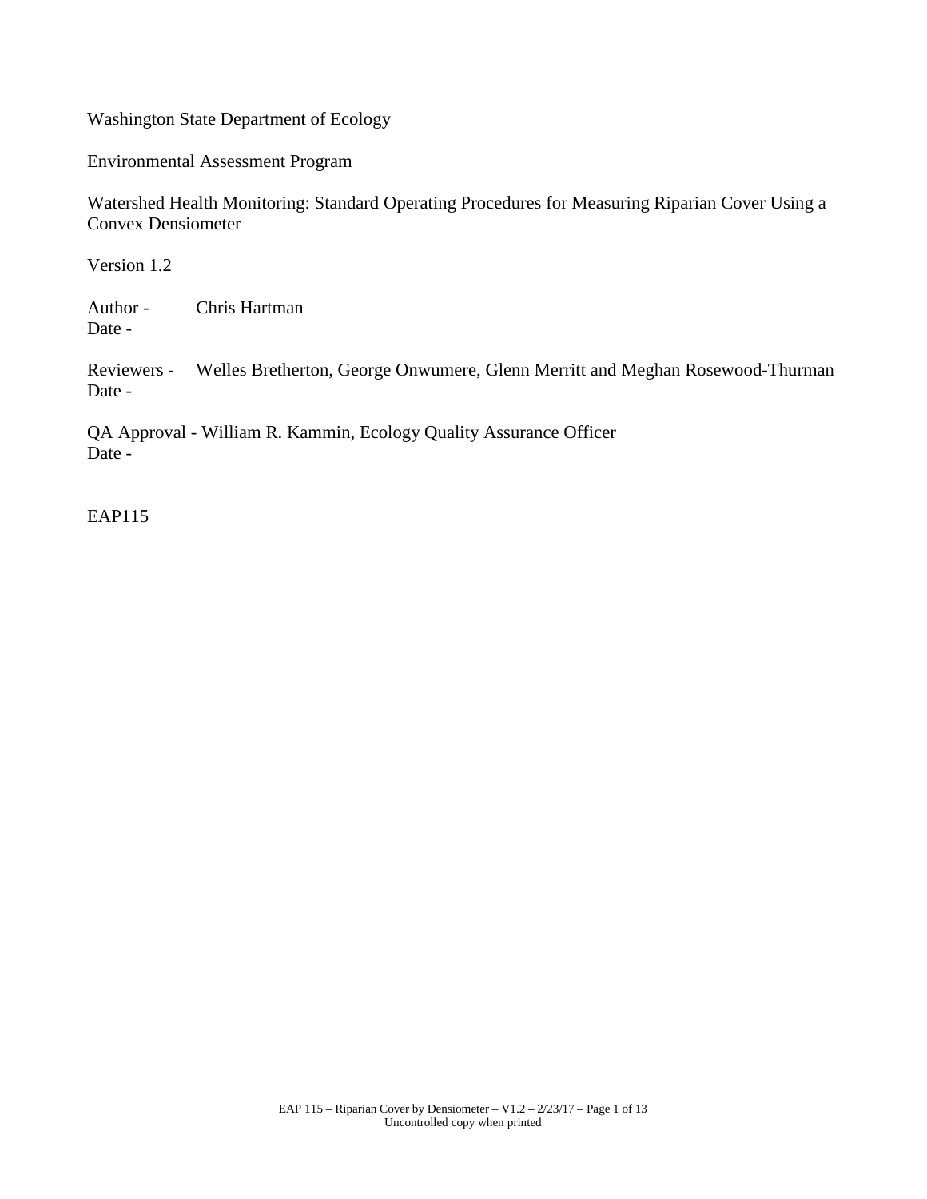Washington State Department of Ecology

Environmental Assessment Program

Watershed Health Monitoring: Standard Operating Procedures for Measuring Riparian Cover Using a Convex Densiometer

Version 1.2

Author - Chris Hartman
Date -

Reviewers - Welles Bretherton, George Onwumere, Glenn Merritt and Meghan Rosewood-Thurman
Date -

QA Approval - William R. Kammin, Ecology Quality Assurance Officer
Date -

EAP115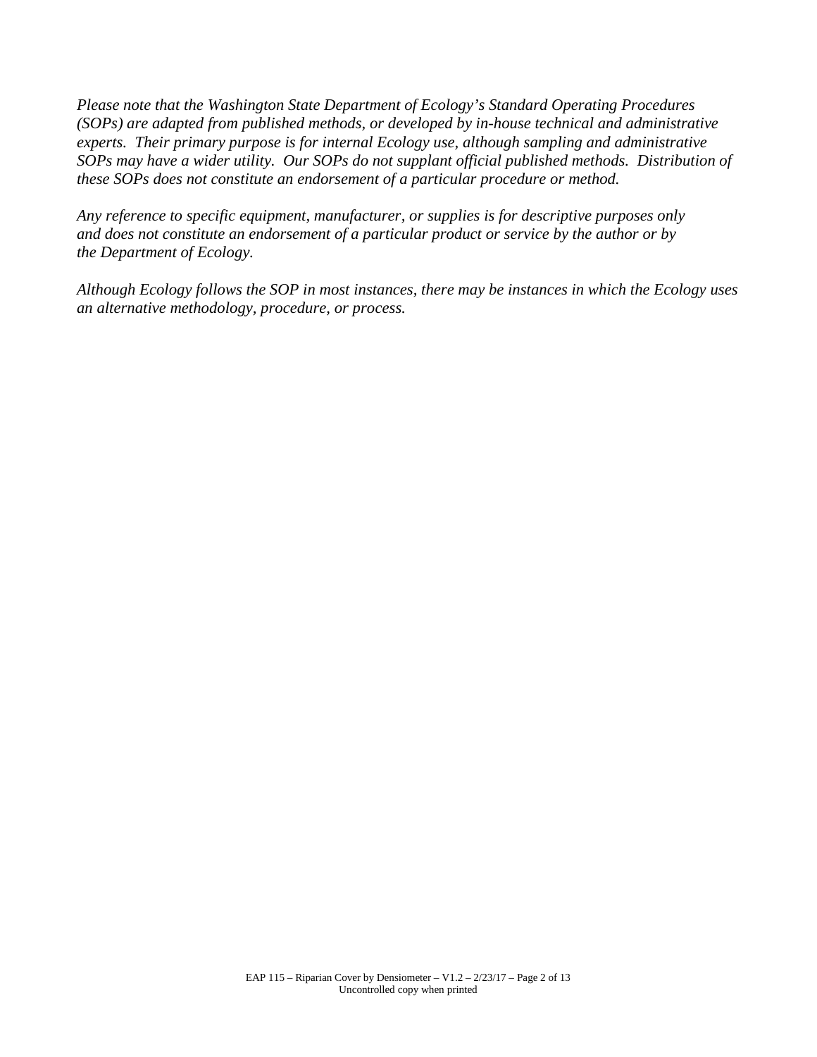*Please note that the Washington State Department of Ecology's Standard Operating Procedures (SOPs) are adapted from published methods, or developed by in-house technical and administrative experts. Their primary purpose is for internal Ecology use, although sampling and administrative SOPs may have a wider utility. Our SOPs do not supplant official published methods. Distribution of these SOPs does not constitute an endorsement of a particular procedure or method.*

*Any reference to specific equipment, manufacturer, or supplies is for descriptive purposes only and does not constitute an endorsement of a particular product or service by the author or by the Department of Ecology.*

*Although Ecology follows the SOP in most instances, there may be instances in which the Ecology uses an alternative methodology, procedure, or process.*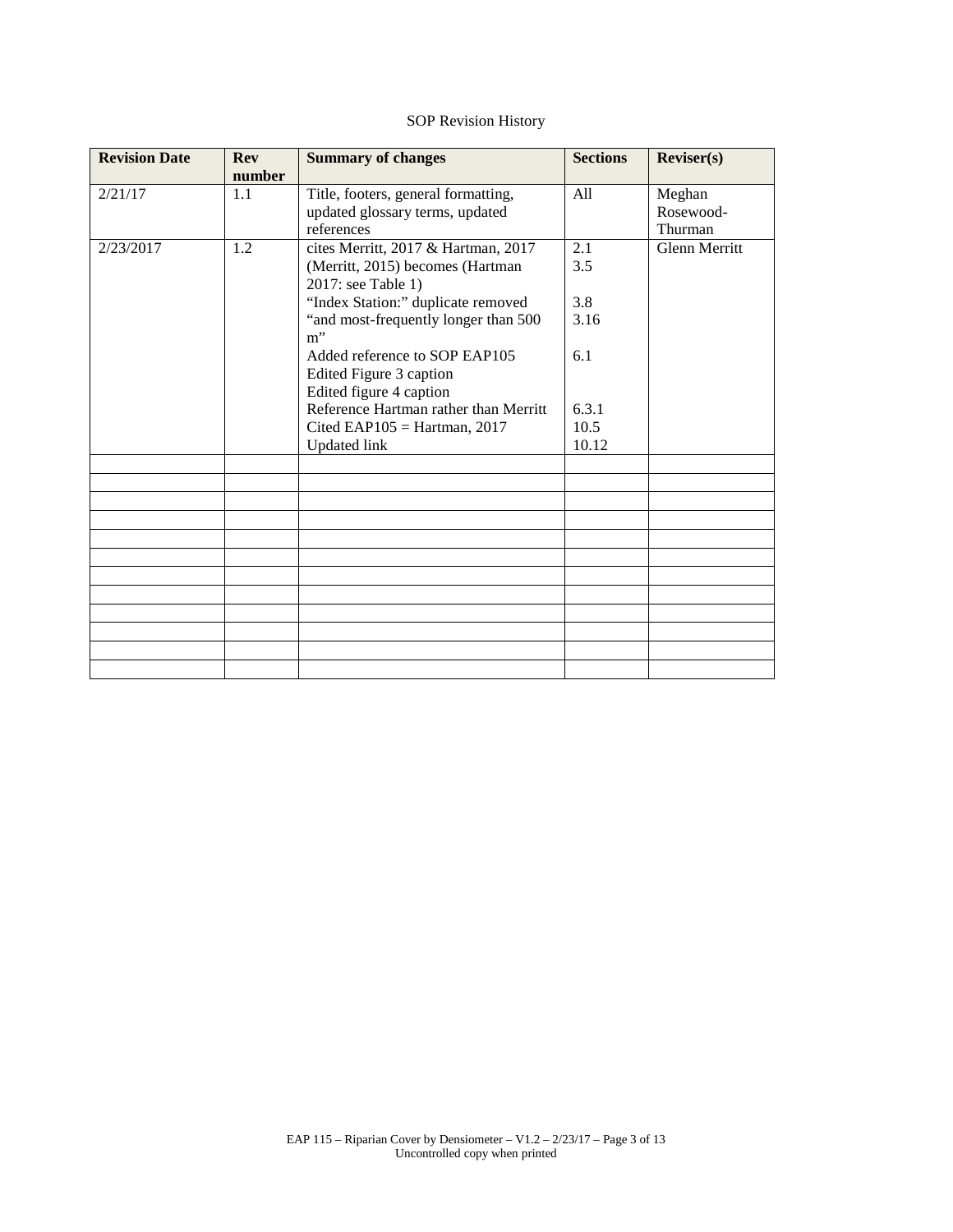SOP Revision History

| Revision Date | Rev number | Summary of changes | Sections | Reviser(s) |
|---|---|---|---|---|
| 2/21/17 | 1.1 | Title, footers, general formatting, updated glossary terms, updated references | All | Meghan Rosewood-Thurman |
| 2/23/2017 | 1.2 | cites Merritt, 2017 & Hartman, 2017<br>(Merritt, 2015) becomes (Hartman 2017: see Table 1)<br>"Index Station:" duplicate removed<br>"and most-frequently longer than 500 m"<br>Added reference to SOP EAP105<br>Edited Figure 3 caption<br>Edited figure 4 caption<br>Reference Hartman rather than Merritt<br>Cited EAP105 = Hartman, 2017<br>Updated link | 2.1<br>3.5<br><br>3.8<br>3.16<br><br>6.1<br><br><br>6.3.1<br>10.5<br>10.12 | Glenn Merritt |
| | | | | |
| | | | | |
| | | | | |
| | | | | |
| | | | | |
| | | | | |
| | | | | |
| | | | | |
| | | | | |
| | | | | |
| | | | | |
| | | | | |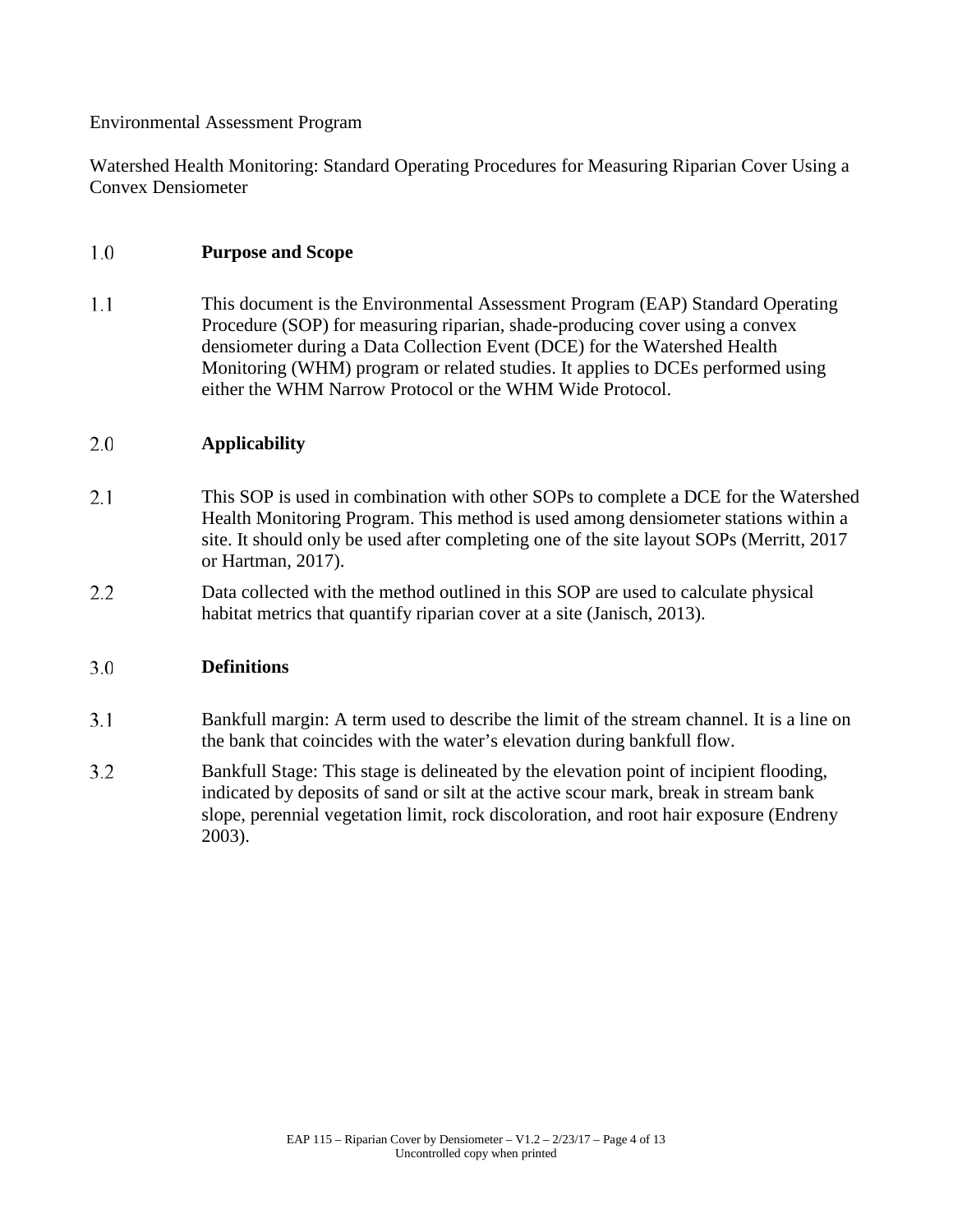Environmental Assessment Program

Watershed Health Monitoring: Standard Operating Procedures for Measuring Riparian Cover Using a Convex Densiometer

## 1.0 Purpose and Scope

1.1 This document is the Environmental Assessment Program (EAP) Standard Operating Procedure (SOP) for measuring riparian, shade-producing cover using a convex densiometer during a Data Collection Event (DCE) for the Watershed Health Monitoring (WHM) program or related studies. It applies to DCEs performed using either the WHM Narrow Protocol or the WHM Wide Protocol.

## 2.0 Applicability

2.1 This SOP is used in combination with other SOPs to complete a DCE for the Watershed Health Monitoring Program. This method is used among densiometer stations within a site. It should only be used after completing one of the site layout SOPs (Merritt, 2017 or Hartman, 2017).

2.2 Data collected with the method outlined in this SOP are used to calculate physical habitat metrics that quantify riparian cover at a site (Janisch, 2013).

## 3.0 Definitions

3.1 Bankfull margin: A term used to describe the limit of the stream channel. It is a line on the bank that coincides with the water's elevation during bankfull flow.

3.2 Bankfull Stage: This stage is delineated by the elevation point of incipient flooding, indicated by deposits of sand or silt at the active scour mark, break in stream bank slope, perennial vegetation limit, rock discoloration, and root hair exposure (Endreny 2003).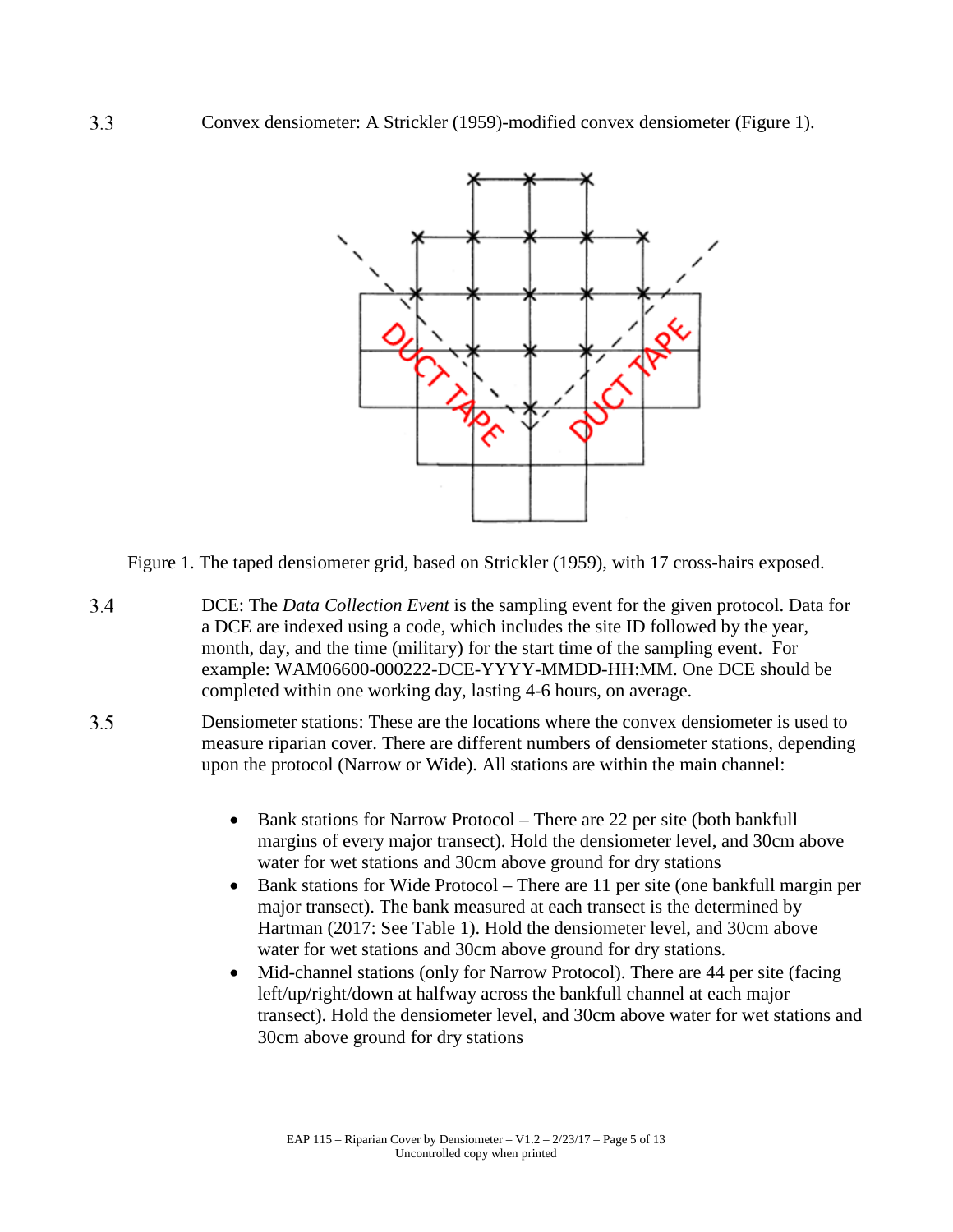3.3 Convex densiometer: A Strickler (1959)-modified convex densiometer (Figure 1).

Figure 1. The taped densiometer grid, based on Strickler (1959), with 17 cross-hairs exposed.

3.4 DCE: The *Data Collection Event* is the sampling event for the given protocol. Data for a DCE are indexed using a code, which includes the site ID followed by the year, month, day, and the time (military) for the start time of the sampling event. For example: WAM06600-000222-DCE-YYYY-MMDD-HH:MM. One DCE should be completed within one working day, lasting 4-6 hours, on average.

3.5 Densiometer stations: These are the locations where the convex densiometer is used to measure riparian cover. There are different numbers of densiometer stations, depending upon the protocol (Narrow or Wide). All stations are within the main channel:

- Bank stations for Narrow Protocol – There are 22 per site (both bankfull margins of every major transect). Hold the densiometer level, and 30cm above water for wet stations and 30cm above ground for dry stations
- Bank stations for Wide Protocol – There are 11 per site (one bankfull margin per major transect). The bank measured at each transect is the determined by Hartman (2017: See Table 1). Hold the densiometer level, and 30cm above water for wet stations and 30cm above ground for dry stations.
- Mid-channel stations (only for Narrow Protocol). There are 44 per site (facing left/up/right/down at halfway across the bankfull channel at each major transect). Hold the densiometer level, and 30cm above water for wet stations and 30cm above ground for dry stations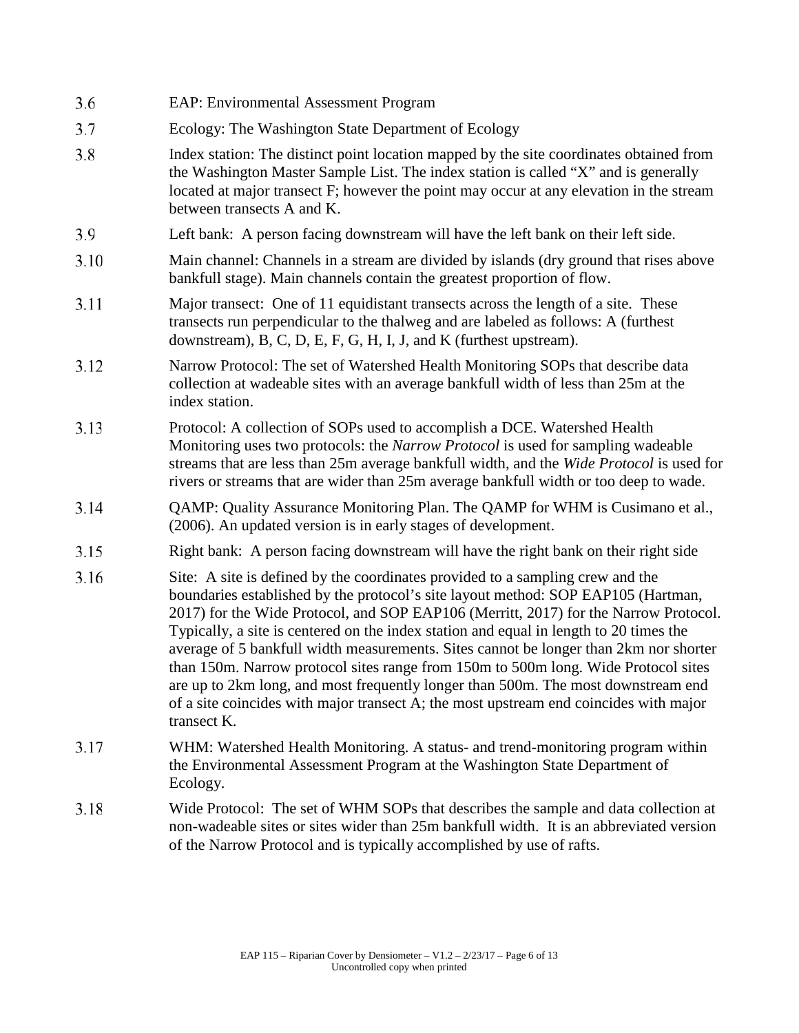3.6 EAP: Environmental Assessment Program

3.7 Ecology: The Washington State Department of Ecology

3.8 Index station: The distinct point location mapped by the site coordinates obtained from the Washington Master Sample List. The index station is called "X" and is generally located at major transect F; however the point may occur at any elevation in the stream between transects A and K.

3.9 Left bank: A person facing downstream will have the left bank on their left side.

3.10 Main channel: Channels in a stream are divided by islands (dry ground that rises above bankfull stage). Main channels contain the greatest proportion of flow.

3.11 Major transect: One of 11 equidistant transects across the length of a site. These transects run perpendicular to the thalweg and are labeled as follows: A (furthest downstream), B, C, D, E, F, G, H, I, J, and K (furthest upstream).

3.12 Narrow Protocol: The set of Watershed Health Monitoring SOPs that describe data collection at wadeable sites with an average bankfull width of less than 25m at the index station.

3.13 Protocol: A collection of SOPs used to accomplish a DCE. Watershed Health Monitoring uses two protocols: the *Narrow Protocol* is used for sampling wadeable streams that are less than 25m average bankfull width, and the *Wide Protocol* is used for rivers or streams that are wider than 25m average bankfull width or too deep to wade.

3.14 QAMP: Quality Assurance Monitoring Plan. The QAMP for WHM is Cusimano et al., (2006). An updated version is in early stages of development.

3.15 Right bank: A person facing downstream will have the right bank on their right side

3.16 Site: A site is defined by the coordinates provided to a sampling crew and the boundaries established by the protocol's site layout method: SOP EAP105 (Hartman, 2017) for the Wide Protocol, and SOP EAP106 (Merritt, 2017) for the Narrow Protocol. Typically, a site is centered on the index station and equal in length to 20 times the average of 5 bankfull width measurements. Sites cannot be longer than 2km nor shorter than 150m. Narrow protocol sites range from 150m to 500m long. Wide Protocol sites are up to 2km long, and most frequently longer than 500m. The most downstream end of a site coincides with major transect A; the most upstream end coincides with major transect K.

3.17 WHM: Watershed Health Monitoring. A status- and trend-monitoring program within the Environmental Assessment Program at the Washington State Department of Ecology.

3.18 Wide Protocol: The set of WHM SOPs that describes the sample and data collection at non-wadeable sites or sites wider than 25m bankfull width. It is an abbreviated version of the Narrow Protocol and is typically accomplished by use of rafts.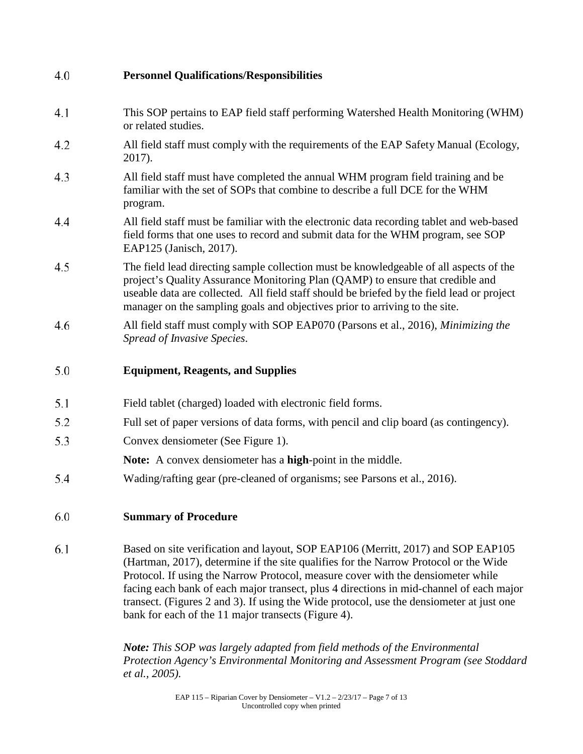## 4.0 Personnel Qualifications/Responsibilities

4.1 This SOP pertains to EAP field staff performing Watershed Health Monitoring (WHM) or related studies.

4.2 All field staff must comply with the requirements of the EAP Safety Manual (Ecology, 2017).

4.3 All field staff must have completed the annual WHM program field training and be familiar with the set of SOPs that combine to describe a full DCE for the WHM program.

4.4 All field staff must be familiar with the electronic data recording tablet and web-based field forms that one uses to record and submit data for the WHM program, see SOP EAP125 (Janisch, 2017).

4.5 The field lead directing sample collection must be knowledgeable of all aspects of the project's Quality Assurance Monitoring Plan (QAMP) to ensure that credible and useable data are collected. All field staff should be briefed by the field lead or project manager on the sampling goals and objectives prior to arriving to the site.

4.6 All field staff must comply with SOP EAP070 (Parsons et al., 2016), *Minimizing the Spread of Invasive Species*.

## 5.0 Equipment, Reagents, and Supplies

5.1 Field tablet (charged) loaded with electronic field forms.

5.2 Full set of paper versions of data forms, with pencil and clip board (as contingency).

5.3 Convex densiometer (See Figure 1).

**Note:** A convex densiometer has a **high**-point in the middle.

5.4 Wading/rafting gear (pre-cleaned of organisms; see Parsons et al., 2016).

## 6.0 Summary of Procedure

6.1 Based on site verification and layout, SOP EAP106 (Merritt, 2017) and SOP EAP105 (Hartman, 2017), determine if the site qualifies for the Narrow Protocol or the Wide Protocol. If using the Narrow Protocol, measure cover with the densiometer while facing each bank of each major transect, plus 4 directions in mid-channel of each major transect. (Figures 2 and 3). If using the Wide protocol, use the densiometer at just one bank for each of the 11 major transects (Figure 4).

***Note:** This SOP was largely adapted from field methods of the Environmental Protection Agency's Environmental Monitoring and Assessment Program (see Stoddard et al., 2005).*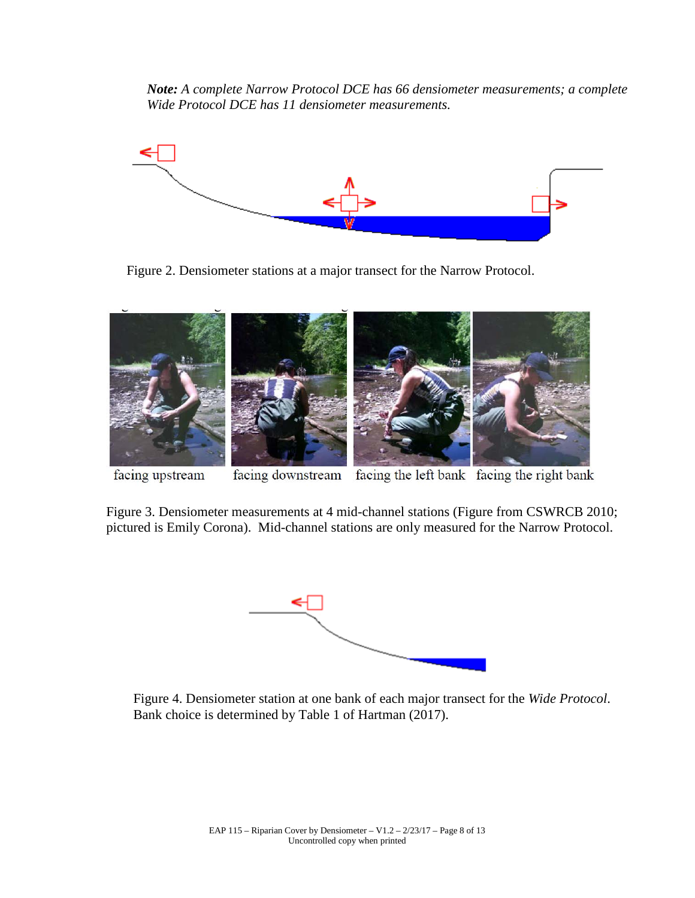***Note:** A complete Narrow Protocol DCE has 66 densiometer measurements; a complete Wide Protocol DCE has 11 densiometer measurements.*

Figure 2. Densiometer stations at a major transect for the Narrow Protocol.

facing upstream | facing downstream | facing the left bank | facing the right bank

Figure 3. Densiometer measurements at 4 mid-channel stations (Figure from CSWRCB 2010; pictured is Emily Corona). Mid-channel stations are only measured for the Narrow Protocol.

Figure 4. Densiometer station at one bank of each major transect for the *Wide Protocol*. Bank choice is determined by Table 1 of Hartman (2017).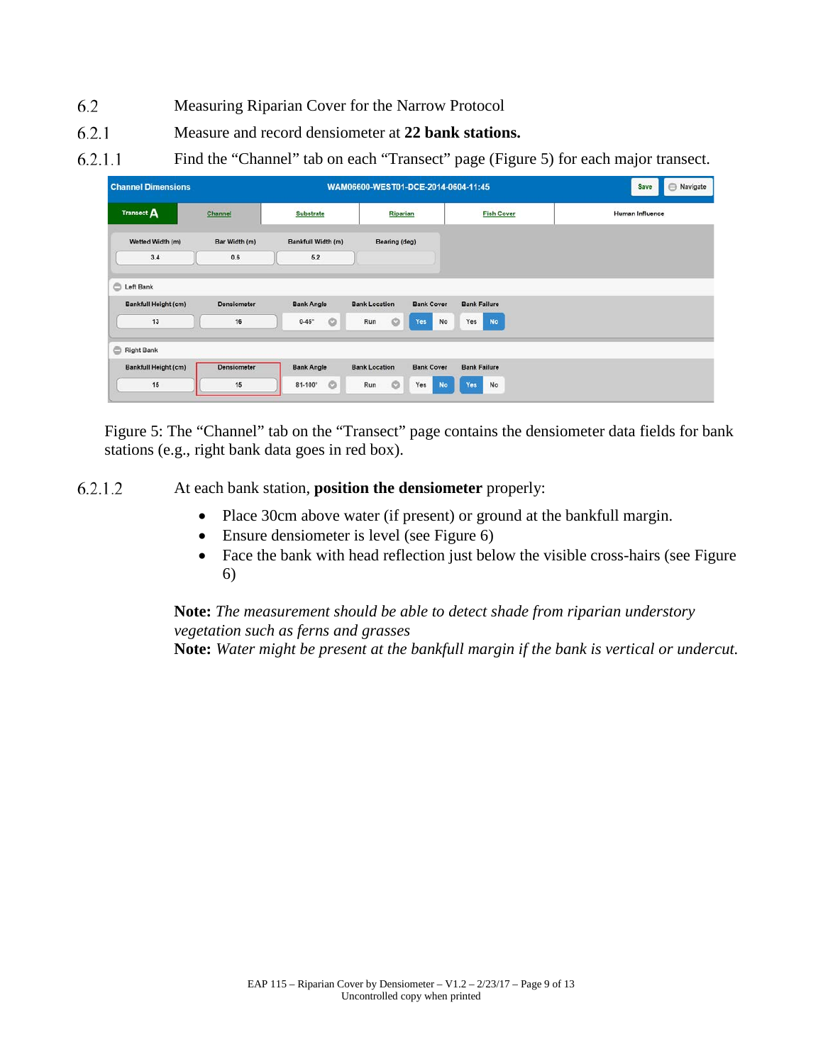6.2 Measuring Riparian Cover for the Narrow Protocol

6.2.1 Measure and record densiometer at **22 bank stations.**

6.2.1.1 Find the "Channel" tab on each "Transect" page (Figure 5) for each major transect.

Figure 5: The "Channel" tab on the "Transect" page contains the densiometer data fields for bank stations (e.g., right bank data goes in red box).

6.2.1.2 At each bank station, **position the densiometer** properly:

- Place 30cm above water (if present) or ground at the bankfull margin.
- Ensure densiometer is level (see Figure 6)
- Face the bank with head reflection just below the visible cross-hairs (see Figure 6)

**Note:** *The measurement should be able to detect shade from riparian understory vegetation such as ferns and grasses*

**Note:** *Water might be present at the bankfull margin if the bank is vertical or undercut.*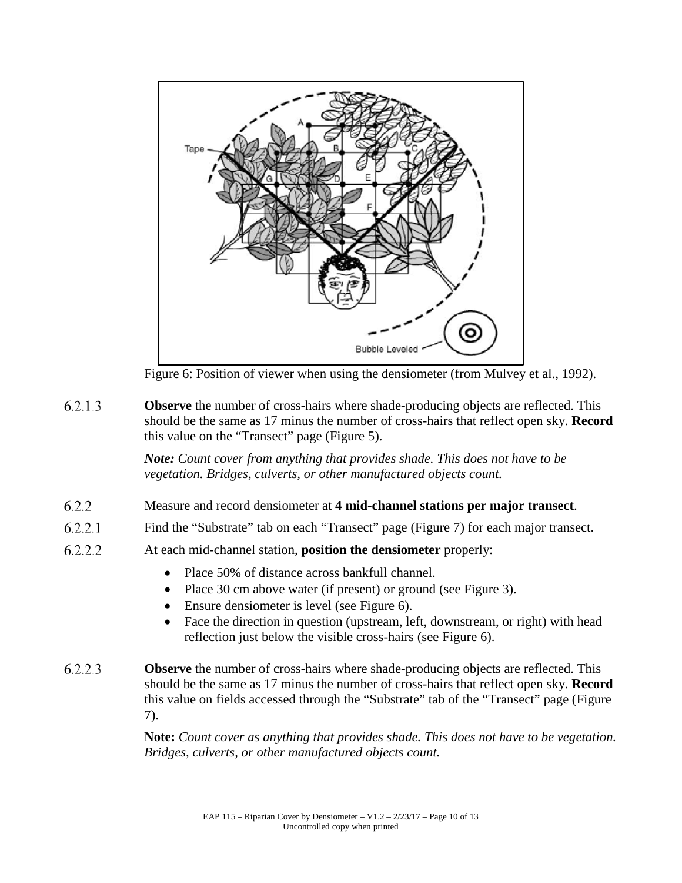Figure 6: Position of viewer when using the densiometer (from Mulvey et al., 1992).

6.2.1.3 **Observe** the number of cross-hairs where shade-producing objects are reflected. This should be the same as 17 minus the number of cross-hairs that reflect open sky. **Record** this value on the “Transect” page (Figure 5).

***Note:*** *Count cover from anything that provides shade. This does not have to be vegetation. Bridges, culverts, or other manufactured objects count.*

6.2.2 Measure and record densiometer at **4 mid-channel stations per major transect**.

6.2.2.1 Find the “Substrate” tab on each “Transect” page (Figure 7) for each major transect.

6.2.2.2 At each mid-channel station, **position the densiometer** properly:

- Place 50% of distance across bankfull channel.
- Place 30 cm above water (if present) or ground (see Figure 3).
- Ensure densiometer is level (see Figure 6).
- Face the direction in question (upstream, left, downstream, or right) with head reflection just below the visible cross-hairs (see Figure 6).

6.2.2.3 **Observe** the number of cross-hairs where shade-producing objects are reflected. This should be the same as 17 minus the number of cross-hairs that reflect open sky. **Record** this value on fields accessed through the “Substrate” tab of the “Transect” page (Figure 7).

**Note:** *Count cover as anything that provides shade. This does not have to be vegetation. Bridges, culverts, or other manufactured objects count.*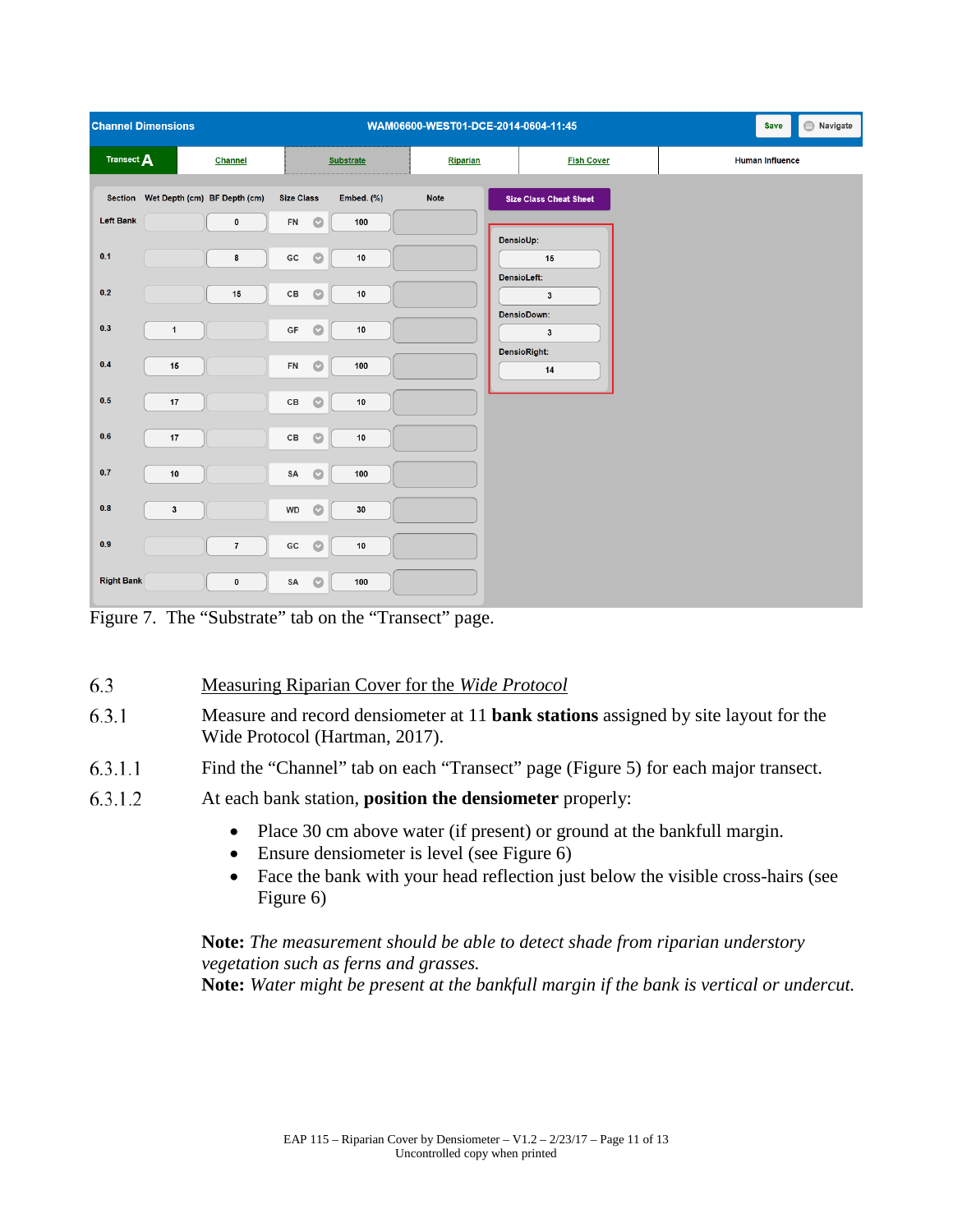| Section | Wet Depth (cm) | BF Depth (cm) | Size Class | Embed. (%) | Note |
|---|---|---|---|---|---|
| Left Bank | | 0 | FN | 100 | |
| 0.1 | | 8 | GC | 10 | |
| 0.2 | | 15 | CB | 10 | |
| 0.3 | 1 | | GF | 10 | |
| 0.4 | 15 | | FN | 100 | |
| 0.5 | 17 | | CB | 10 | |
| 0.6 | 17 | | CB | 10 | |
| 0.7 | 10 | | SA | 100 | |
| 0.8 | 3 | | WD | 30 | |
| 0.9 | | 7 | GC | 10 | |
| Right Bank | | 0 | SA | 100 | |

Size Class Cheat Sheet

DensioUp: 15
DensioLeft: 3
DensioDown: 3
DensioRight: 14

Figure 7. The "Substrate" tab on the "Transect" page.

6.3 Measuring Riparian Cover for the *Wide Protocol*

6.3.1 Measure and record densiometer at 11 **bank stations** assigned by site layout for the Wide Protocol (Hartman, 2017).

6.3.1.1 Find the "Channel" tab on each "Transect" page (Figure 5) for each major transect.

6.3.1.2 At each bank station, **position the densiometer** properly:

- Place 30 cm above water (if present) or ground at the bankfull margin.
- Ensure densiometer is level (see Figure 6)
- Face the bank with your head reflection just below the visible cross-hairs (see Figure 6)

**Note:** *The measurement should be able to detect shade from riparian understory vegetation such as ferns and grasses.*
**Note:** *Water might be present at the bankfull margin if the bank is vertical or undercut.*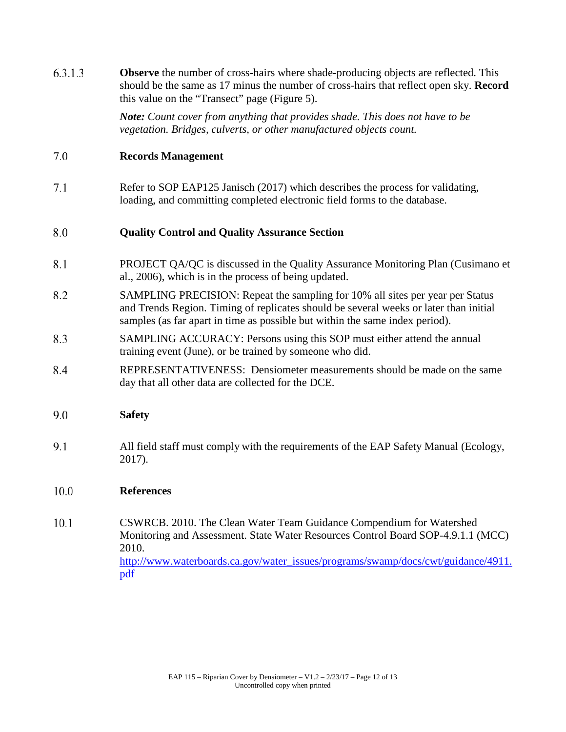6.3.1.3 **Observe** the number of cross-hairs where shade-producing objects are reflected. This should be the same as 17 minus the number of cross-hairs that reflect open sky. **Record** this value on the "Transect" page (Figure 5).

***Note:*** *Count cover from anything that provides shade. This does not have to be vegetation. Bridges, culverts, or other manufactured objects count.*

## 7.0 Records Management

7.1 Refer to SOP EAP125 Janisch (2017) which describes the process for validating, loading, and committing completed electronic field forms to the database.

## 8.0 Quality Control and Quality Assurance Section

8.1 PROJECT QA/QC is discussed in the Quality Assurance Monitoring Plan (Cusimano et al., 2006), which is in the process of being updated.

8.2 SAMPLING PRECISION: Repeat the sampling for 10% all sites per year per Status and Trends Region. Timing of replicates should be several weeks or later than initial samples (as far apart in time as possible but within the same index period).

8.3 SAMPLING ACCURACY: Persons using this SOP must either attend the annual training event (June), or be trained by someone who did.

8.4 REPRESENTATIVENESS: Densiometer measurements should be made on the same day that all other data are collected for the DCE.

## 9.0 Safety

9.1 All field staff must comply with the requirements of the EAP Safety Manual (Ecology, 2017).

## 10.0 References

10.1 CSWRCB. 2010. The Clean Water Team Guidance Compendium for Watershed Monitoring and Assessment. State Water Resources Control Board SOP-4.9.1.1 (MCC) 2010. [http://www.waterboards.ca.gov/water_issues/programs/swamp/docs/cwt/guidance/4911.pdf](http://www.waterboards.ca.gov/water_issues/programs/swamp/docs/cwt/guidance/4911.pdf)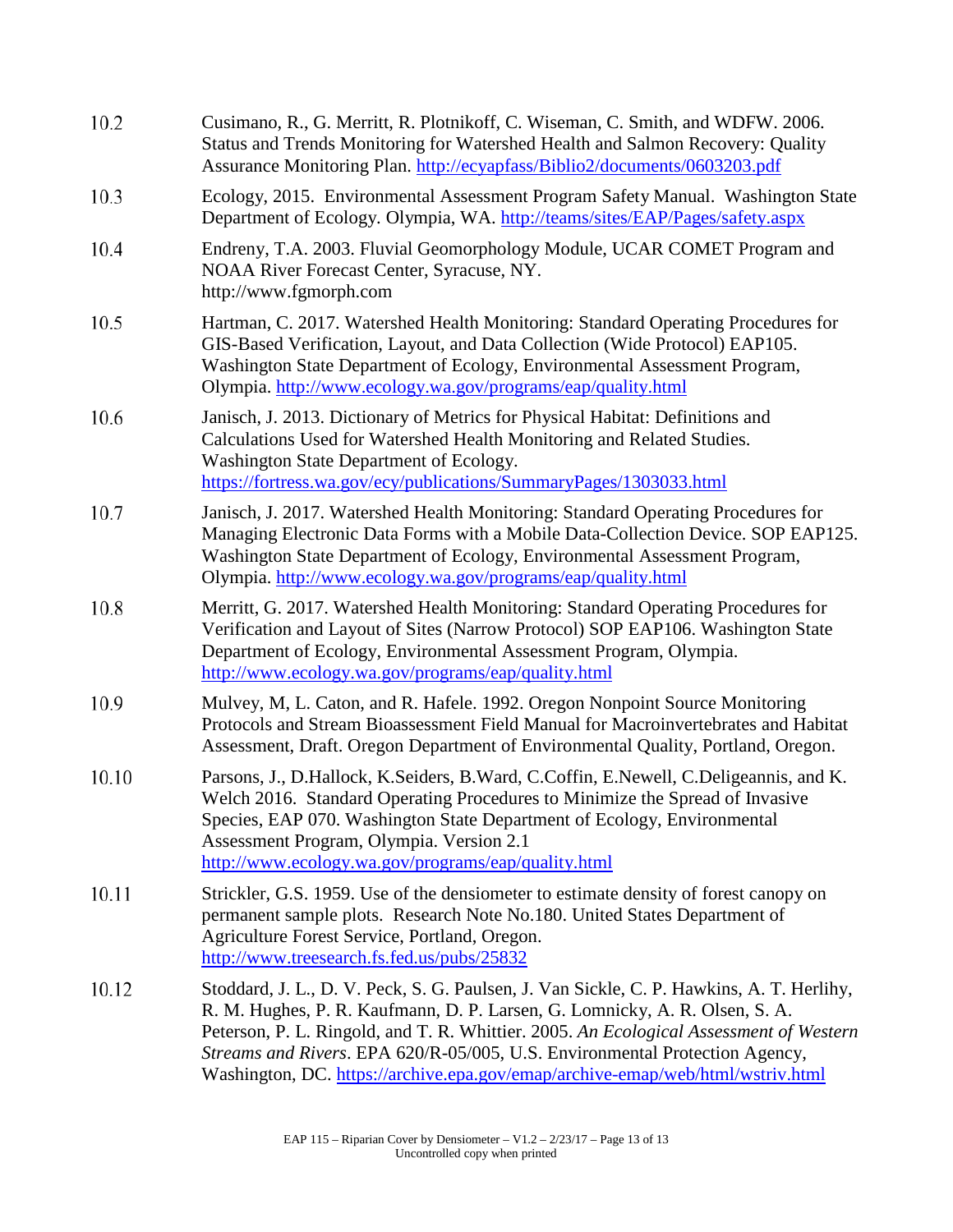10.2 Cusimano, R., G. Merritt, R. Plotnikoff, C. Wiseman, C. Smith, and WDFW. 2006. Status and Trends Monitoring for Watershed Health and Salmon Recovery: Quality Assurance Monitoring Plan. http://ecyapfass/Biblio2/documents/0603203.pdf

10.3 Ecology, 2015. Environmental Assessment Program Safety Manual. Washington State Department of Ecology. Olympia, WA. http://teams/sites/EAP/Pages/safety.aspx

10.4 Endreny, T.A. 2003. Fluvial Geomorphology Module, UCAR COMET Program and NOAA River Forecast Center, Syracuse, NY. http://www.fgmorph.com

10.5 Hartman, C. 2017. Watershed Health Monitoring: Standard Operating Procedures for GIS-Based Verification, Layout, and Data Collection (Wide Protocol) EAP105. Washington State Department of Ecology, Environmental Assessment Program, Olympia. http://www.ecology.wa.gov/programs/eap/quality.html

10.6 Janisch, J. 2013. Dictionary of Metrics for Physical Habitat: Definitions and Calculations Used for Watershed Health Monitoring and Related Studies. Washington State Department of Ecology. https://fortress.wa.gov/ecy/publications/SummaryPages/1303033.html

10.7 Janisch, J. 2017. Watershed Health Monitoring: Standard Operating Procedures for Managing Electronic Data Forms with a Mobile Data-Collection Device. SOP EAP125. Washington State Department of Ecology, Environmental Assessment Program, Olympia. http://www.ecology.wa.gov/programs/eap/quality.html

10.8 Merritt, G. 2017. Watershed Health Monitoring: Standard Operating Procedures for Verification and Layout of Sites (Narrow Protocol) SOP EAP106. Washington State Department of Ecology, Environmental Assessment Program, Olympia. http://www.ecology.wa.gov/programs/eap/quality.html

10.9 Mulvey, M, L. Caton, and R. Hafele. 1992. Oregon Nonpoint Source Monitoring Protocols and Stream Bioassessment Field Manual for Macroinvertebrates and Habitat Assessment, Draft. Oregon Department of Environmental Quality, Portland, Oregon.

10.10 Parsons, J., D.Hallock, K.Seiders, B.Ward, C.Coffin, E.Newell, C.Deligeannis, and K. Welch 2016. Standard Operating Procedures to Minimize the Spread of Invasive Species, EAP 070. Washington State Department of Ecology, Environmental Assessment Program, Olympia. Version 2.1 http://www.ecology.wa.gov/programs/eap/quality.html

10.11 Strickler, G.S. 1959. Use of the densiometer to estimate density of forest canopy on permanent sample plots. Research Note No.180. United States Department of Agriculture Forest Service, Portland, Oregon. http://www.treesearch.fs.fed.us/pubs/25832

10.12 Stoddard, J. L., D. V. Peck, S. G. Paulsen, J. Van Sickle, C. P. Hawkins, A. T. Herlihy, R. M. Hughes, P. R. Kaufmann, D. P. Larsen, G. Lomnicky, A. R. Olsen, S. A. Peterson, P. L. Ringold, and T. R. Whittier. 2005. *An Ecological Assessment of Western Streams and Rivers*. EPA 620/R-05/005, U.S. Environmental Protection Agency, Washington, DC. https://archive.epa.gov/emap/archive-emap/web/html/wstriv.html